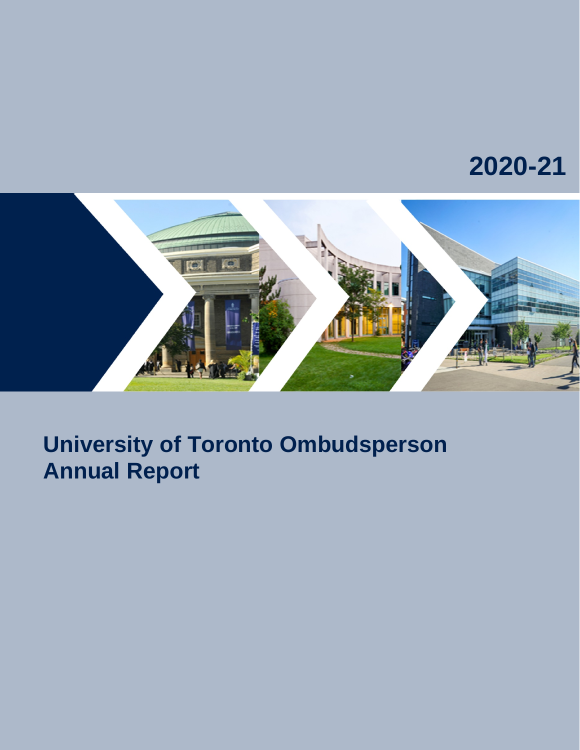2020-21

# University of Toronto Ombudsperson Annual Report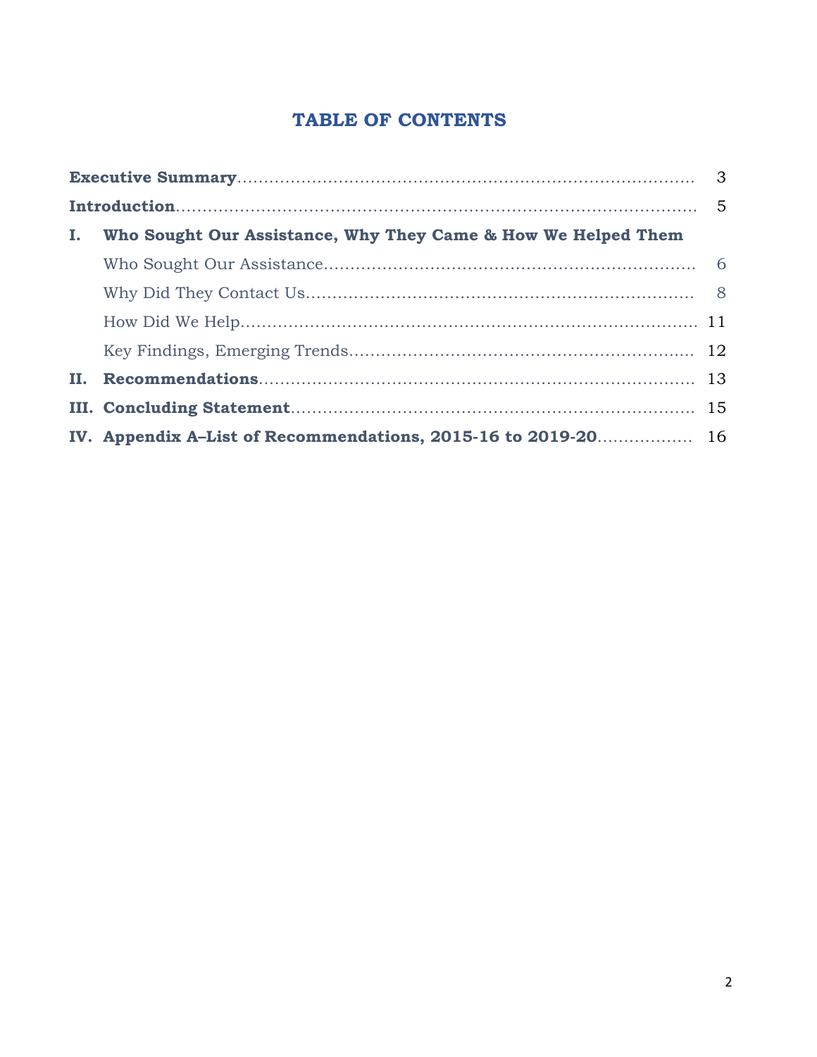# TABLE OF CONTENTS

**Executive Summary**........................................................................................ 3

**Introduction**.................................................................................................. 5

**I. Who Sought Our Assistance, Why They Came & How We Helped Them**

- Who Sought Our Assistance...................................................................... 6
- Why Did They Contact Us.......................................................................... 8
- How Did We Help...................................................................................... 11
- Key Findings, Emerging Trends.................................................................. 12

**II. Recommendations**.................................................................................... 13

**III. Concluding Statement**............................................................................. 15

**IV. Appendix A–List of Recommendations, 2015-16 to 2019-20**.................. 16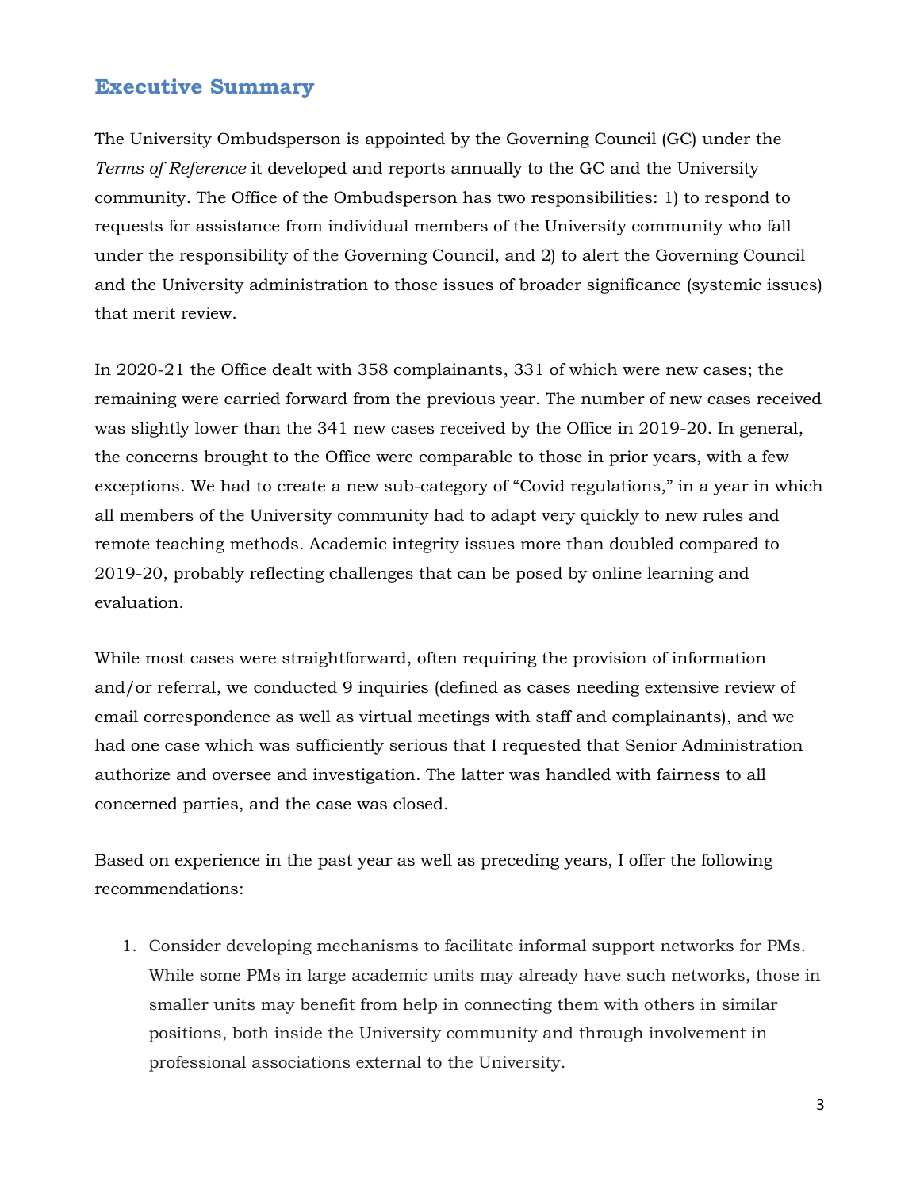## Executive Summary

The University Ombudsperson is appointed by the Governing Council (GC) under the *Terms of Reference* it developed and reports annually to the GC and the University community. The Office of the Ombudsperson has two responsibilities: 1) to respond to requests for assistance from individual members of the University community who fall under the responsibility of the Governing Council, and 2) to alert the Governing Council and the University administration to those issues of broader significance (systemic issues) that merit review.

In 2020-21 the Office dealt with 358 complainants, 331 of which were new cases; the remaining were carried forward from the previous year. The number of new cases received was slightly lower than the 341 new cases received by the Office in 2019-20. In general, the concerns brought to the Office were comparable to those in prior years, with a few exceptions. We had to create a new sub-category of "Covid regulations," in a year in which all members of the University community had to adapt very quickly to new rules and remote teaching methods. Academic integrity issues more than doubled compared to 2019-20, probably reflecting challenges that can be posed by online learning and evaluation.

While most cases were straightforward, often requiring the provision of information and/or referral, we conducted 9 inquiries (defined as cases needing extensive review of email correspondence as well as virtual meetings with staff and complainants), and we had one case which was sufficiently serious that I requested that Senior Administration authorize and oversee and investigation. The latter was handled with fairness to all concerned parties, and the case was closed.

Based on experience in the past year as well as preceding years, I offer the following recommendations:

1. Consider developing mechanisms to facilitate informal support networks for PMs. While some PMs in large academic units may already have such networks, those in smaller units may benefit from help in connecting them with others in similar positions, both inside the University community and through involvement in professional associations external to the University.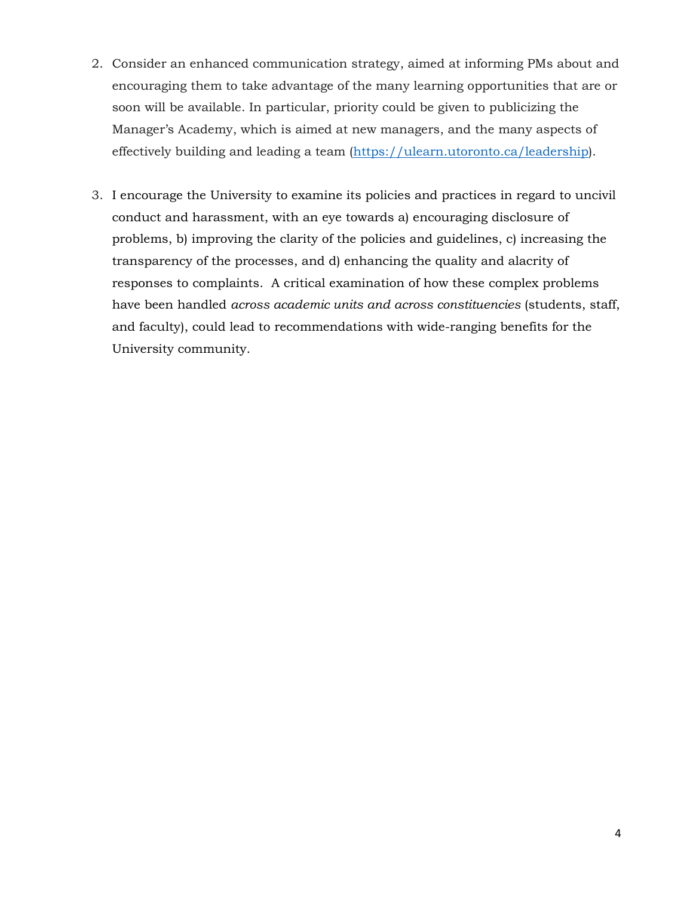2. Consider an enhanced communication strategy, aimed at informing PMs about and encouraging them to take advantage of the many learning opportunities that are or soon will be available. In particular, priority could be given to publicizing the Manager's Academy, which is aimed at new managers, and the many aspects of effectively building and leading a team ([https://ulearn.utoronto.ca/leadership](https://ulearn.utoronto.ca/leadership)).

3. I encourage the University to examine its policies and practices in regard to uncivil conduct and harassment, with an eye towards a) encouraging disclosure of problems, b) improving the clarity of the policies and guidelines, c) increasing the transparency of the processes, and d) enhancing the quality and alacrity of responses to complaints. A critical examination of how these complex problems have been handled *across academic units and across constituencies* (students, staff, and faculty), could lead to recommendations with wide-ranging benefits for the University community.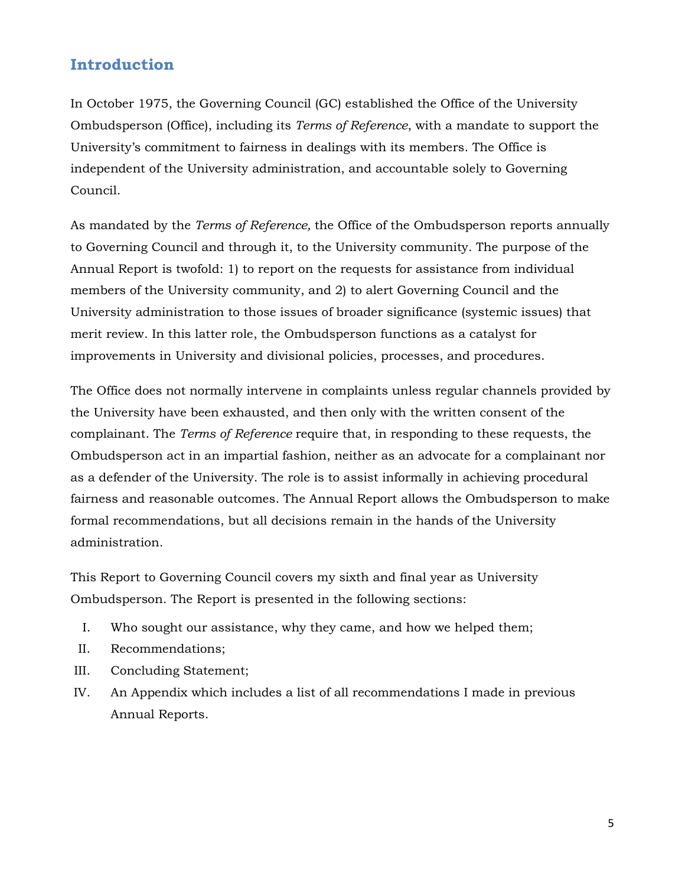## Introduction

In October 1975, the Governing Council (GC) established the Office of the University Ombudsperson (Office), including its *Terms of Reference*, with a mandate to support the University's commitment to fairness in dealings with its members. The Office is independent of the University administration, and accountable solely to Governing Council.

As mandated by the *Terms of Reference,* the Office of the Ombudsperson reports annually to Governing Council and through it, to the University community. The purpose of the Annual Report is twofold: 1) to report on the requests for assistance from individual members of the University community, and 2) to alert Governing Council and the University administration to those issues of broader significance (systemic issues) that merit review. In this latter role, the Ombudsperson functions as a catalyst for improvements in University and divisional policies, processes, and procedures.

The Office does not normally intervene in complaints unless regular channels provided by the University have been exhausted, and then only with the written consent of the complainant. The *Terms of Reference* require that, in responding to these requests, the Ombudsperson act in an impartial fashion, neither as an advocate for a complainant nor as a defender of the University. The role is to assist informally in achieving procedural fairness and reasonable outcomes. The Annual Report allows the Ombudsperson to make formal recommendations, but all decisions remain in the hands of the University administration.

This Report to Governing Council covers my sixth and final year as University Ombudsperson. The Report is presented in the following sections:

I. Who sought our assistance, why they came, and how we helped them;

II. Recommendations;

III. Concluding Statement;

IV. An Appendix which includes a list of all recommendations I made in previous Annual Reports.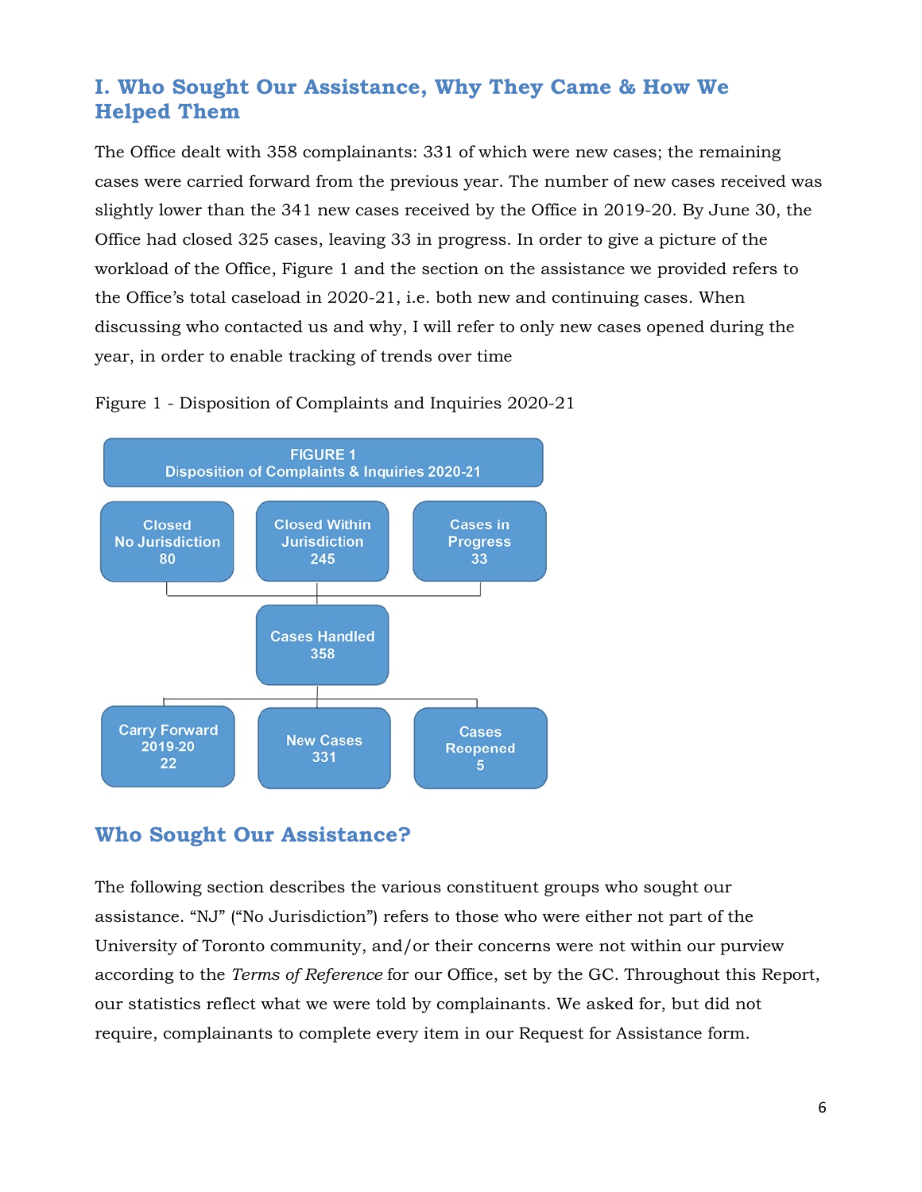## I. Who Sought Our Assistance, Why They Came & How We Helped Them

The Office dealt with 358 complainants: 331 of which were new cases; the remaining cases were carried forward from the previous year. The number of new cases received was slightly lower than the 341 new cases received by the Office in 2019-20. By June 30, the Office had closed 325 cases, leaving 33 in progress. In order to give a picture of the workload of the Office, Figure 1 and the section on the assistance we provided refers to the Office's total caseload in 2020-21, i.e. both new and continuing cases. When discussing who contacted us and why, I will refer to only new cases opened during the year, in order to enable tracking of trends over time

Figure 1 - Disposition of Complaints and Inquiries 2020-21

**FIGURE 1 – Disposition of Complaints & Inquiries 2020-21**

- Closed No Jurisdiction: 80
- Closed Within Jurisdiction: 245
- Cases in Progress: 33

**Cases Handled: 358**

- Carry Forward 2019-20: 22
- New Cases: 331
- Cases Reopened: 5

## Who Sought Our Assistance?

The following section describes the various constituent groups who sought our assistance. "NJ" ("No Jurisdiction") refers to those who were either not part of the University of Toronto community, and/or their concerns were not within our purview according to the *Terms of Reference* for our Office, set by the GC. Throughout this Report, our statistics reflect what we were told by complainants. We asked for, but did not require, complainants to complete every item in our Request for Assistance form.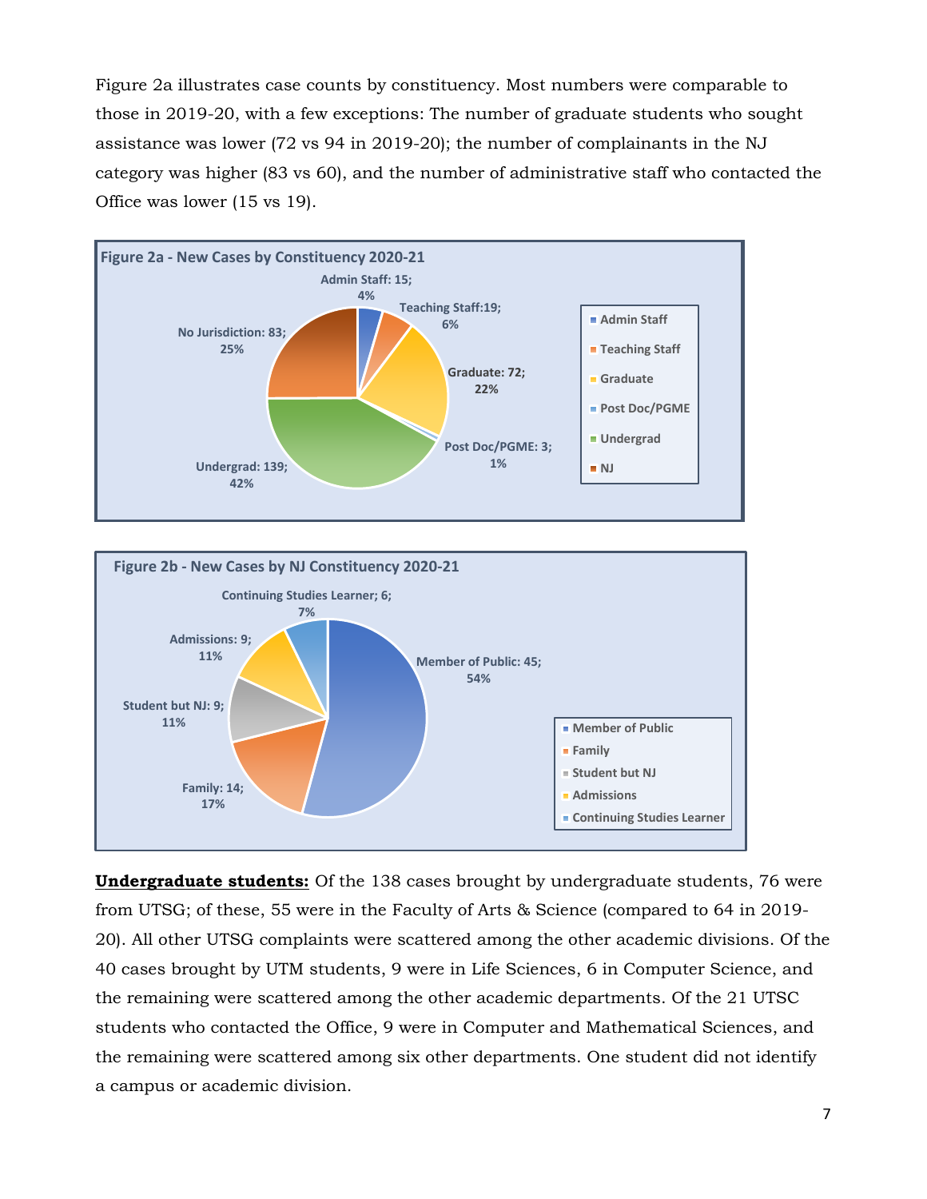Figure 2a illustrates case counts by constituency. Most numbers were comparable to those in 2019-20, with a few exceptions: The number of graduate students who sought assistance was lower (72 vs 94 in 2019-20); the number of complainants in the NJ category was higher (83 vs 60), and the number of administrative staff who contacted the Office was lower (15 vs 19).

**Figure 2a - New Cases by Constituency 2020-21**

| Constituency | Cases | Percent |
|---|---|---|
| Admin Staff | 15 | 4% |
| Teaching Staff | 19 | 6% |
| Graduate | 72 | 22% |
| Post Doc/PGME | 3 | 1% |
| Undergrad | 139 | 42% |
| No Jurisdiction (NJ) | 83 | 25% |

**Figure 2b - New Cases by NJ Constituency 2020-21**

| NJ Constituency | Cases | Percent |
|---|---|---|
| Member of Public | 45 | 54% |
| Family | 14 | 17% |
| Student but NJ | 9 | 11% |
| Admissions | 9 | 11% |
| Continuing Studies Learner | 6 | 7% |

**Undergraduate students:** Of the 138 cases brought by undergraduate students, 76 were from UTSG; of these, 55 were in the Faculty of Arts & Science (compared to 64 in 2019-20). All other UTSG complaints were scattered among the other academic divisions. Of the 40 cases brought by UTM students, 9 were in Life Sciences, 6 in Computer Science, and the remaining were scattered among the other academic departments. Of the 21 UTSC students who contacted the Office, 9 were in Computer and Mathematical Sciences, and the remaining were scattered among six other departments. One student did not identify a campus or academic division.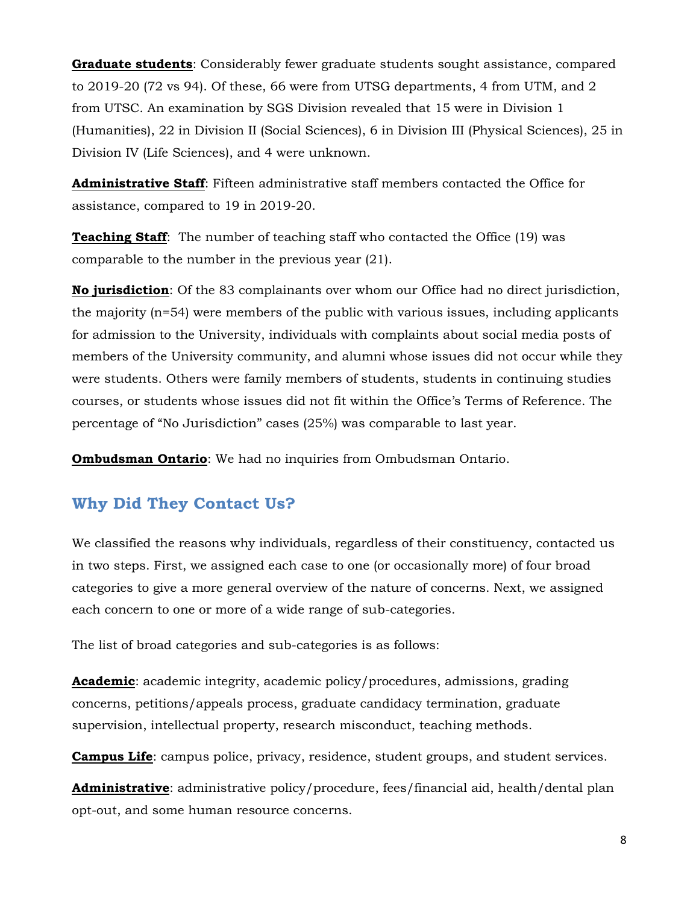**Graduate students**: Considerably fewer graduate students sought assistance, compared to 2019-20 (72 vs 94). Of these, 66 were from UTSG departments, 4 from UTM, and 2 from UTSC. An examination by SGS Division revealed that 15 were in Division 1 (Humanities), 22 in Division II (Social Sciences), 6 in Division III (Physical Sciences), 25 in Division IV (Life Sciences), and 4 were unknown.

**Administrative Staff**: Fifteen administrative staff members contacted the Office for assistance, compared to 19 in 2019-20.

**Teaching Staff**: The number of teaching staff who contacted the Office (19) was comparable to the number in the previous year (21).

**No jurisdiction**: Of the 83 complainants over whom our Office had no direct jurisdiction, the majority (n=54) were members of the public with various issues, including applicants for admission to the University, individuals with complaints about social media posts of members of the University community, and alumni whose issues did not occur while they were students. Others were family members of students, students in continuing studies courses, or students whose issues did not fit within the Office's Terms of Reference. The percentage of "No Jurisdiction" cases (25%) was comparable to last year.

**Ombudsman Ontario**: We had no inquiries from Ombudsman Ontario.

## Why Did They Contact Us?

We classified the reasons why individuals, regardless of their constituency, contacted us in two steps. First, we assigned each case to one (or occasionally more) of four broad categories to give a more general overview of the nature of concerns. Next, we assigned each concern to one or more of a wide range of sub-categories.

The list of broad categories and sub-categories is as follows:

**Academic**: academic integrity, academic policy/procedures, admissions, grading concerns, petitions/appeals process, graduate candidacy termination, graduate supervision, intellectual property, research misconduct, teaching methods.

**Campus Life**: campus police, privacy, residence, student groups, and student services.

**Administrative**: administrative policy/procedure, fees/financial aid, health/dental plan opt-out, and some human resource concerns.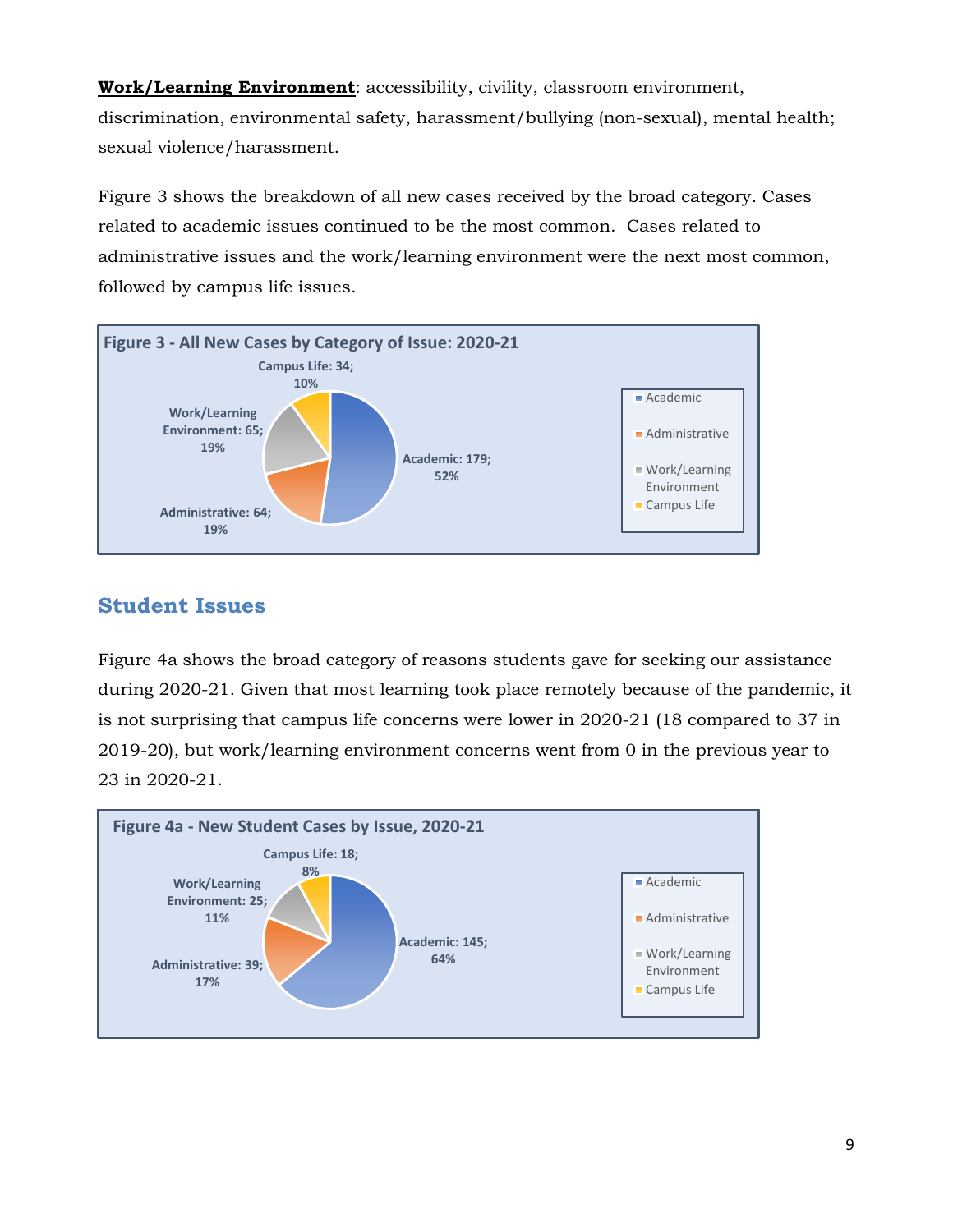**Work/Learning Environment**: accessibility, civility, classroom environment, discrimination, environmental safety, harassment/bullying (non-sexual), mental health; sexual violence/harassment.

Figure 3 shows the breakdown of all new cases received by the broad category. Cases related to academic issues continued to be the most common. Cases related to administrative issues and the work/learning environment were the next most common, followed by campus life issues.

**Figure 3 - All New Cases by Category of Issue: 2020-21**

| Category | Cases | Percent |
| --- | --- | --- |
| Academic | 179 | 52% |
| Administrative | 64 | 19% |
| Work/Learning Environment | 65 | 19% |
| Campus Life | 34 | 10% |

## Student Issues

Figure 4a shows the broad category of reasons students gave for seeking our assistance during 2020-21. Given that most learning took place remotely because of the pandemic, it is not surprising that campus life concerns were lower in 2020-21 (18 compared to 37 in 2019-20), but work/learning environment concerns went from 0 in the previous year to 23 in 2020-21.

**Figure 4a - New Student Cases by Issue, 2020-21**

| Category | Cases | Percent |
| --- | --- | --- |
| Academic | 145 | 64% |
| Administrative | 39 | 17% |
| Work/Learning Environment | 25 | 11% |
| Campus Life | 18 | 8% |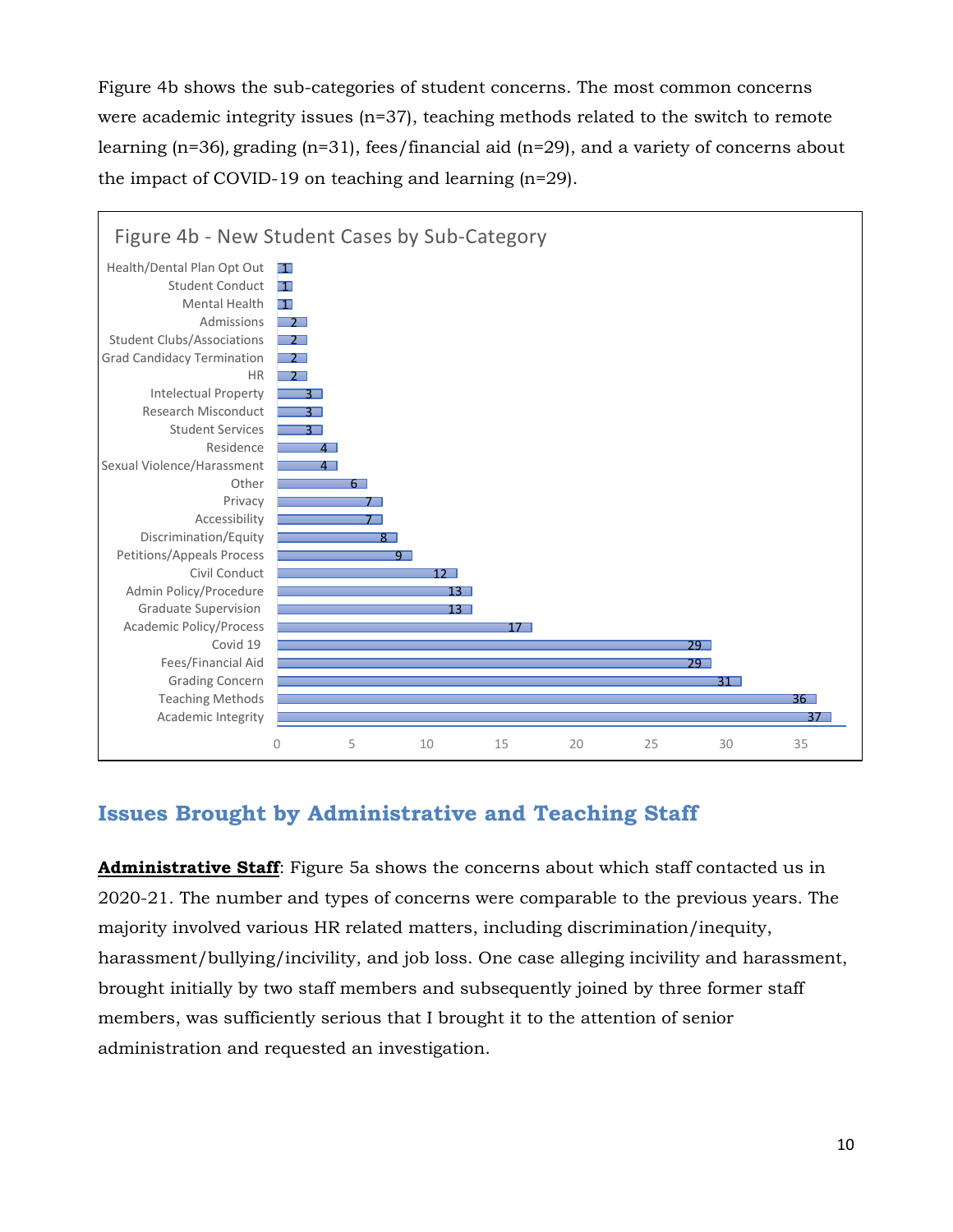Figure 4b shows the sub-categories of student concerns. The most common concerns were academic integrity issues (n=37), teaching methods related to the switch to remote learning (n=36), grading (n=31), fees/financial aid (n=29), and a variety of concerns about the impact of COVID-19 on teaching and learning (n=29).

**Figure 4b - New Student Cases by Sub-Category**

| Sub-Category | Cases |
| --- | --- |
| Health/Dental Plan Opt Out | 1 |
| Student Conduct | 1 |
| Mental Health | 1 |
| Admissions | 2 |
| Student Clubs/Associations | 2 |
| Grad Candidacy Termination | 2 |
| HR | 2 |
| Intelectual Property | 3 |
| Research Misconduct | 3 |
| Student Services | 3 |
| Residence | 4 |
| Sexual Violence/Harassment | 4 |
| Other | 6 |
| Privacy | 7 |
| Accessibility | 7 |
| Discrimination/Equity | 8 |
| Petitions/Appeals Process | 9 |
| Civil Conduct | 12 |
| Admin Policy/Procedure | 13 |
| Graduate Supervision | 13 |
| Academic Policy/Process | 17 |
| Covid 19 | 29 |
| Fees/Financial Aid | 29 |
| Grading Concern | 31 |
| Teaching Methods | 36 |
| Academic Integrity | 37 |

## Issues Brought by Administrative and Teaching Staff

**Administrative Staff**: Figure 5a shows the concerns about which staff contacted us in 2020-21. The number and types of concerns were comparable to the previous years. The majority involved various HR related matters, including discrimination/inequity, harassment/bullying/incivility, and job loss. One case alleging incivility and harassment, brought initially by two staff members and subsequently joined by three former staff members, was sufficiently serious that I brought it to the attention of senior administration and requested an investigation.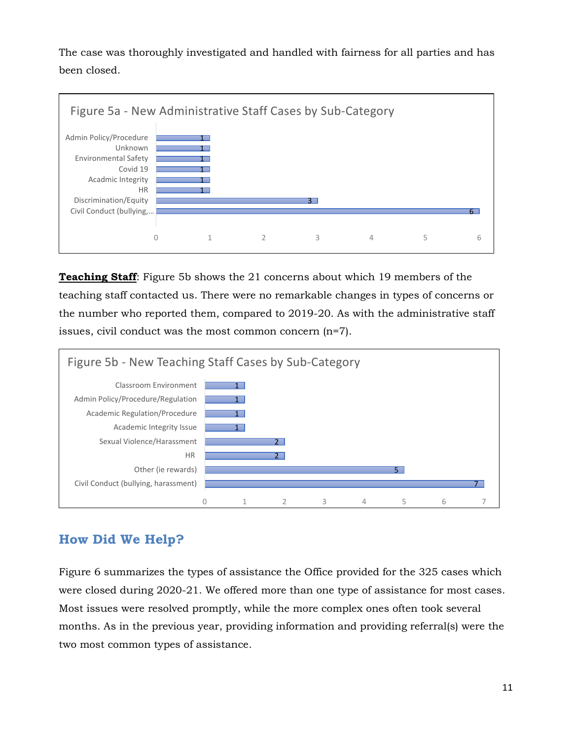The case was thoroughly investigated and handled with fairness for all parties and has been closed.

**Figure 5a - New Administrative Staff Cases by Sub-Category**

| Sub-Category | Cases |
| --- | --- |
| Admin Policy/Procedure | 1 |
| Unknown | 1 |
| Environmental Safety | 1 |
| Covid 19 | 1 |
| Acadmic Integrity | 1 |
| HR | 1 |
| Discrimination/Equity | 3 |
| Civil Conduct (bullying,... | 6 |

**Teaching Staff**: Figure 5b shows the 21 concerns about which 19 members of the teaching staff contacted us. There were no remarkable changes in types of concerns or the number who reported them, compared to 2019-20. As with the administrative staff issues, civil conduct was the most common concern (n=7).

**Figure 5b - New Teaching Staff Cases by Sub-Category**

| Sub-Category | Cases |
| --- | --- |
| Classroom Environment | 1 |
| Admin Policy/Procedure/Regulation | 1 |
| Academic Regulation/Procedure | 1 |
| Academic Integrity Issue | 1 |
| Sexual Violence/Harassment | 2 |
| HR | 2 |
| Other (ie rewards) | 5 |
| Civil Conduct (bullying, harassment) | 7 |

## How Did We Help?

Figure 6 summarizes the types of assistance the Office provided for the 325 cases which were closed during 2020-21. We offered more than one type of assistance for most cases. Most issues were resolved promptly, while the more complex ones often took several months. As in the previous year, providing information and providing referral(s) were the two most common types of assistance.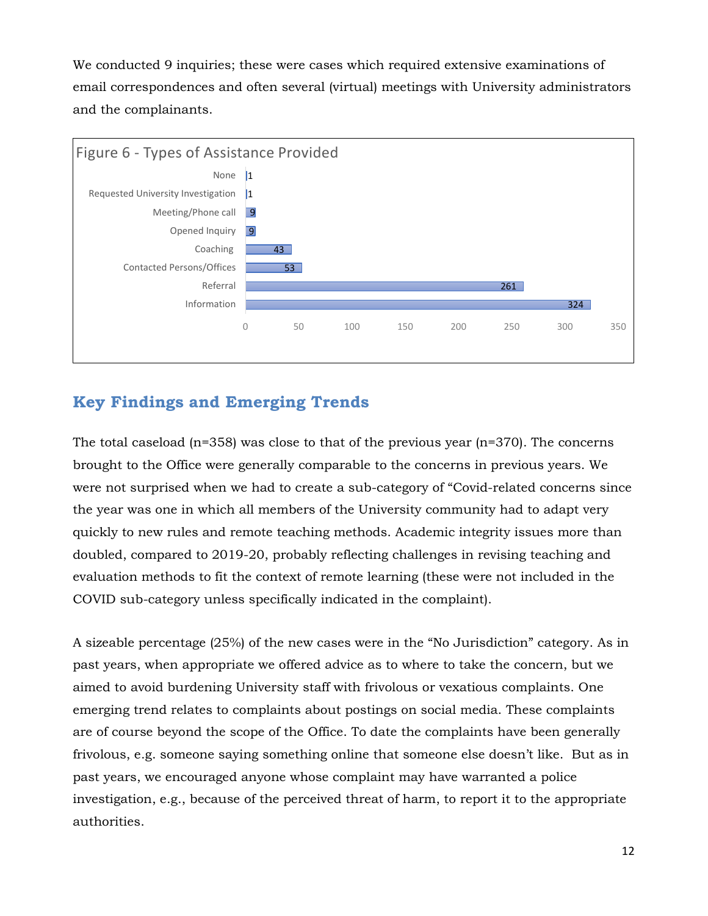We conducted 9 inquiries; these were cases which required extensive examinations of email correspondences and often several (virtual) meetings with University administrators and the complainants.

Figure 6 - Types of Assistance Provided

| Type of Assistance | Count |
|---|---|
| None | 1 |
| Requested University Investigation | 1 |
| Meeting/Phone call | 9 |
| Opened Inquiry | 9 |
| Coaching | 43 |
| Contacted Persons/Offices | 53 |
| Referral | 261 |
| Information | 324 |

## Key Findings and Emerging Trends

The total caseload (n=358) was close to that of the previous year (n=370). The concerns brought to the Office were generally comparable to the concerns in previous years. We were not surprised when we had to create a sub-category of "Covid-related concerns since the year was one in which all members of the University community had to adapt very quickly to new rules and remote teaching methods. Academic integrity issues more than doubled, compared to 2019-20, probably reflecting challenges in revising teaching and evaluation methods to fit the context of remote learning (these were not included in the COVID sub-category unless specifically indicated in the complaint).

A sizeable percentage (25%) of the new cases were in the "No Jurisdiction" category. As in past years, when appropriate we offered advice as to where to take the concern, but we aimed to avoid burdening University staff with frivolous or vexatious complaints. One emerging trend relates to complaints about postings on social media. These complaints are of course beyond the scope of the Office. To date the complaints have been generally frivolous, e.g. someone saying something online that someone else doesn't like. But as in past years, we encouraged anyone whose complaint may have warranted a police investigation, e.g., because of the perceived threat of harm, to report it to the appropriate authorities.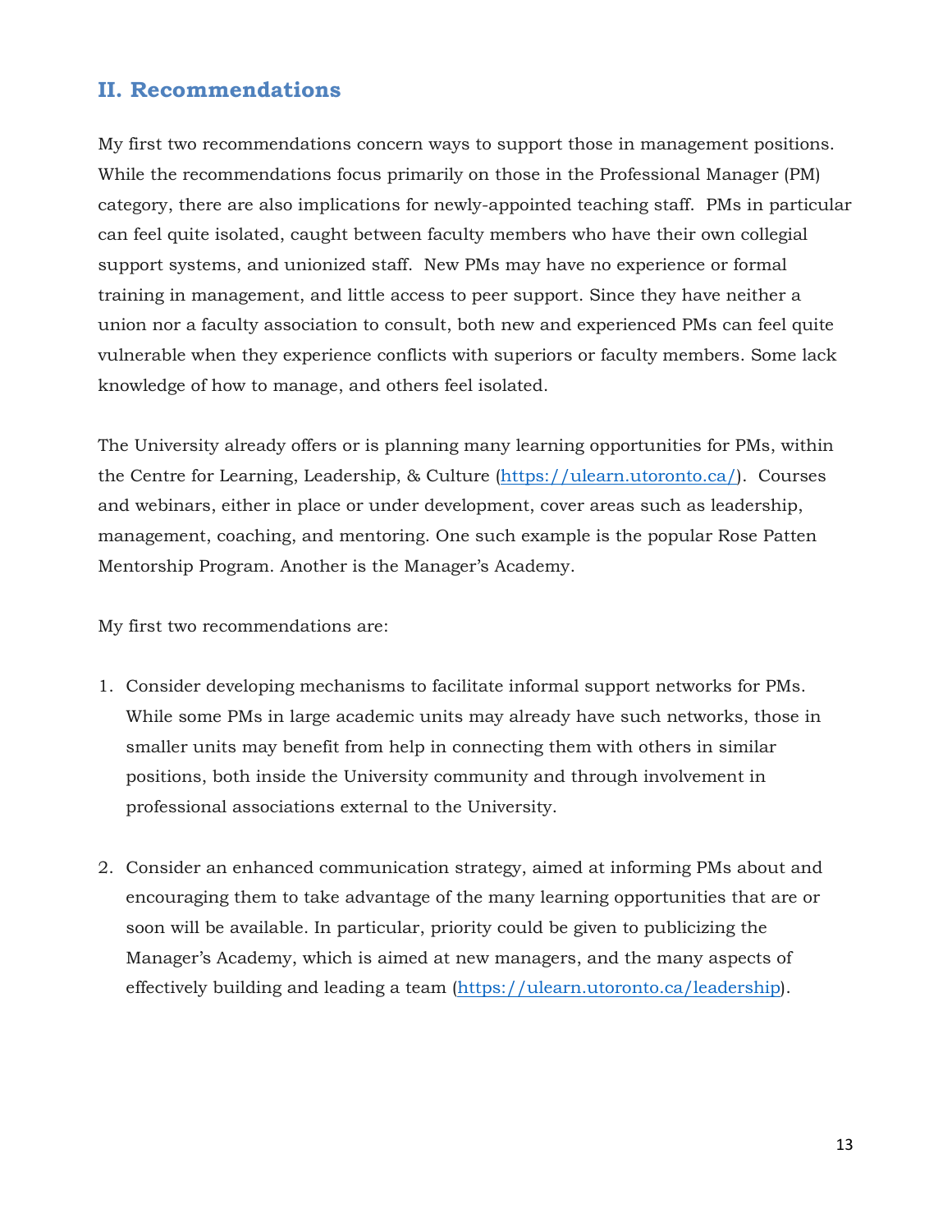## II. Recommendations

My first two recommendations concern ways to support those in management positions. While the recommendations focus primarily on those in the Professional Manager (PM) category, there are also implications for newly-appointed teaching staff. PMs in particular can feel quite isolated, caught between faculty members who have their own collegial support systems, and unionized staff. New PMs may have no experience or formal training in management, and little access to peer support. Since they have neither a union nor a faculty association to consult, both new and experienced PMs can feel quite vulnerable when they experience conflicts with superiors or faculty members. Some lack knowledge of how to manage, and others feel isolated.

The University already offers or is planning many learning opportunities for PMs, within the Centre for Learning, Leadership, & Culture (https://ulearn.utoronto.ca/). Courses and webinars, either in place or under development, cover areas such as leadership, management, coaching, and mentoring. One such example is the popular Rose Patten Mentorship Program. Another is the Manager's Academy.

My first two recommendations are:

1. Consider developing mechanisms to facilitate informal support networks for PMs. While some PMs in large academic units may already have such networks, those in smaller units may benefit from help in connecting them with others in similar positions, both inside the University community and through involvement in professional associations external to the University.

2. Consider an enhanced communication strategy, aimed at informing PMs about and encouraging them to take advantage of the many learning opportunities that are or soon will be available. In particular, priority could be given to publicizing the Manager's Academy, which is aimed at new managers, and the many aspects of effectively building and leading a team (https://ulearn.utoronto.ca/leadership).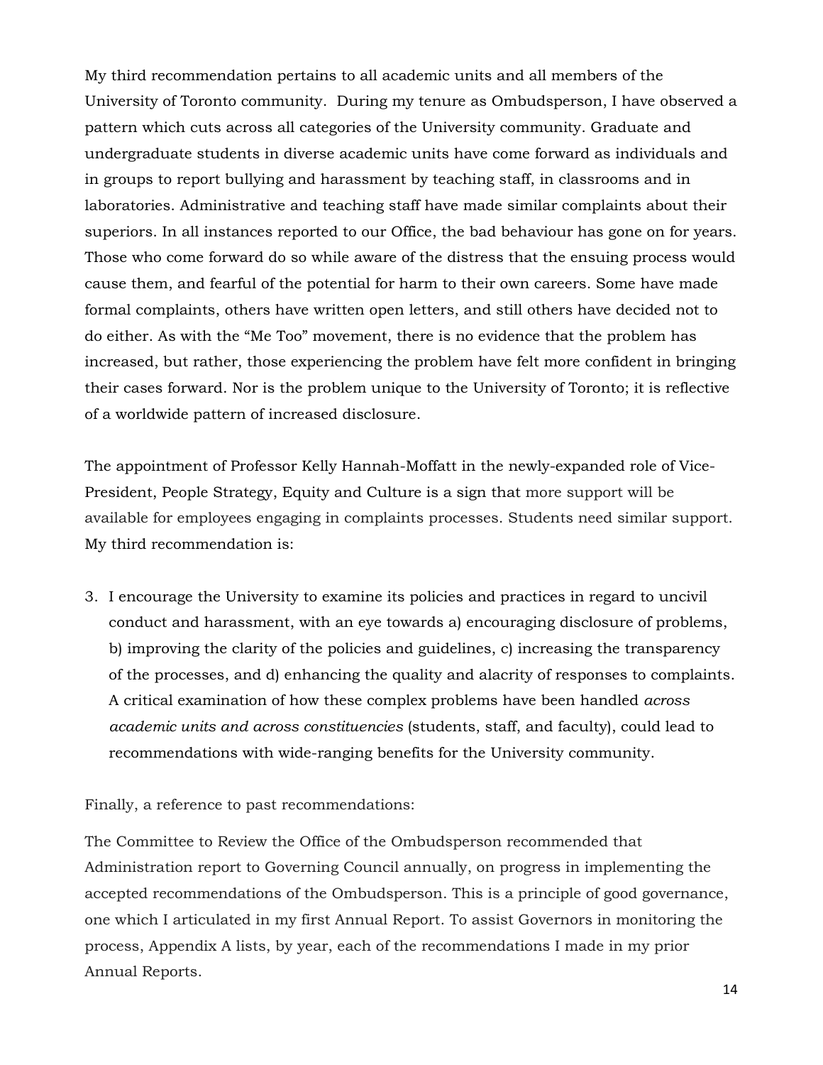My third recommendation pertains to all academic units and all members of the University of Toronto community. During my tenure as Ombudsperson, I have observed a pattern which cuts across all categories of the University community. Graduate and undergraduate students in diverse academic units have come forward as individuals and in groups to report bullying and harassment by teaching staff, in classrooms and in laboratories. Administrative and teaching staff have made similar complaints about their superiors. In all instances reported to our Office, the bad behaviour has gone on for years. Those who come forward do so while aware of the distress that the ensuing process would cause them, and fearful of the potential for harm to their own careers. Some have made formal complaints, others have written open letters, and still others have decided not to do either. As with the "Me Too" movement, there is no evidence that the problem has increased, but rather, those experiencing the problem have felt more confident in bringing their cases forward. Nor is the problem unique to the University of Toronto; it is reflective of a worldwide pattern of increased disclosure.

The appointment of Professor Kelly Hannah-Moffatt in the newly-expanded role of Vice-President, People Strategy, Equity and Culture is a sign that more support will be available for employees engaging in complaints processes. Students need similar support. My third recommendation is:

3. I encourage the University to examine its policies and practices in regard to uncivil conduct and harassment, with an eye towards a) encouraging disclosure of problems, b) improving the clarity of the policies and guidelines, c) increasing the transparency of the processes, and d) enhancing the quality and alacrity of responses to complaints. A critical examination of how these complex problems have been handled *across academic units and across constituencies* (students, staff, and faculty), could lead to recommendations with wide-ranging benefits for the University community.

Finally, a reference to past recommendations:

The Committee to Review the Office of the Ombudsperson recommended that Administration report to Governing Council annually, on progress in implementing the accepted recommendations of the Ombudsperson. This is a principle of good governance, one which I articulated in my first Annual Report. To assist Governors in monitoring the process, Appendix A lists, by year, each of the recommendations I made in my prior Annual Reports.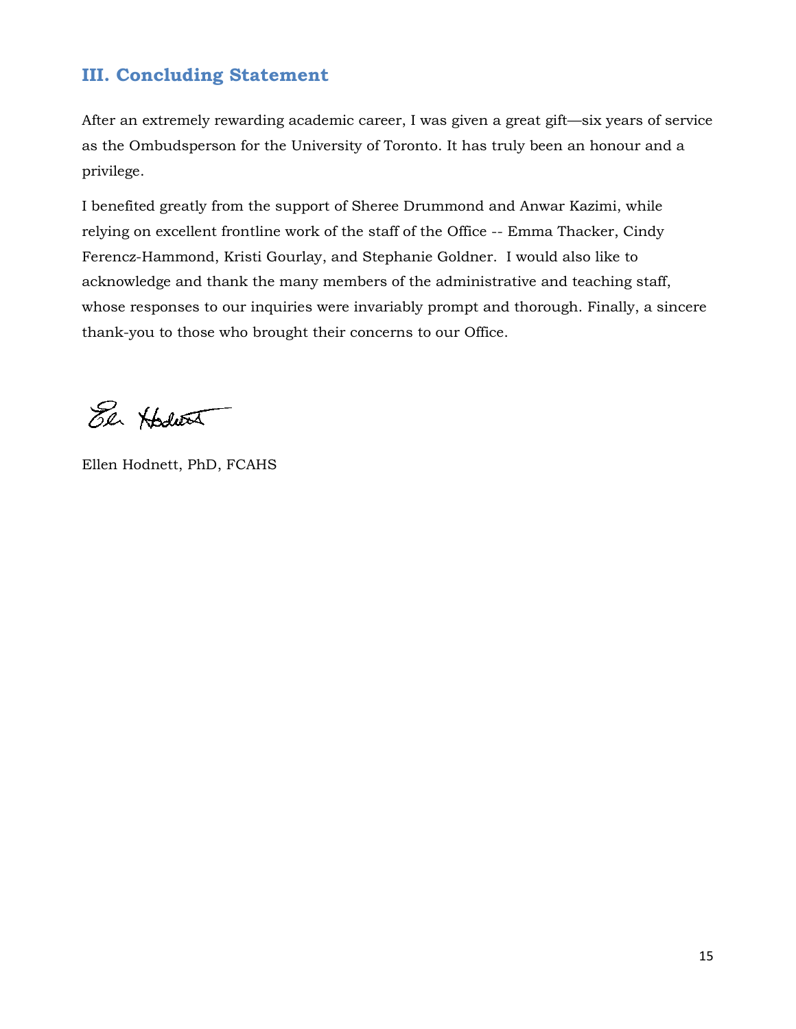## III. Concluding Statement

After an extremely rewarding academic career, I was given a great gift—six years of service as the Ombudsperson for the University of Toronto. It has truly been an honour and a privilege.

I benefited greatly from the support of Sheree Drummond and Anwar Kazimi, while relying on excellent frontline work of the staff of the Office -- Emma Thacker, Cindy Ferencz-Hammond, Kristi Gourlay, and Stephanie Goldner. I would also like to acknowledge and thank the many members of the administrative and teaching staff, whose responses to our inquiries were invariably prompt and thorough. Finally, a sincere thank-you to those who brought their concerns to our Office.

Ellen Hodnett, PhD, FCAHS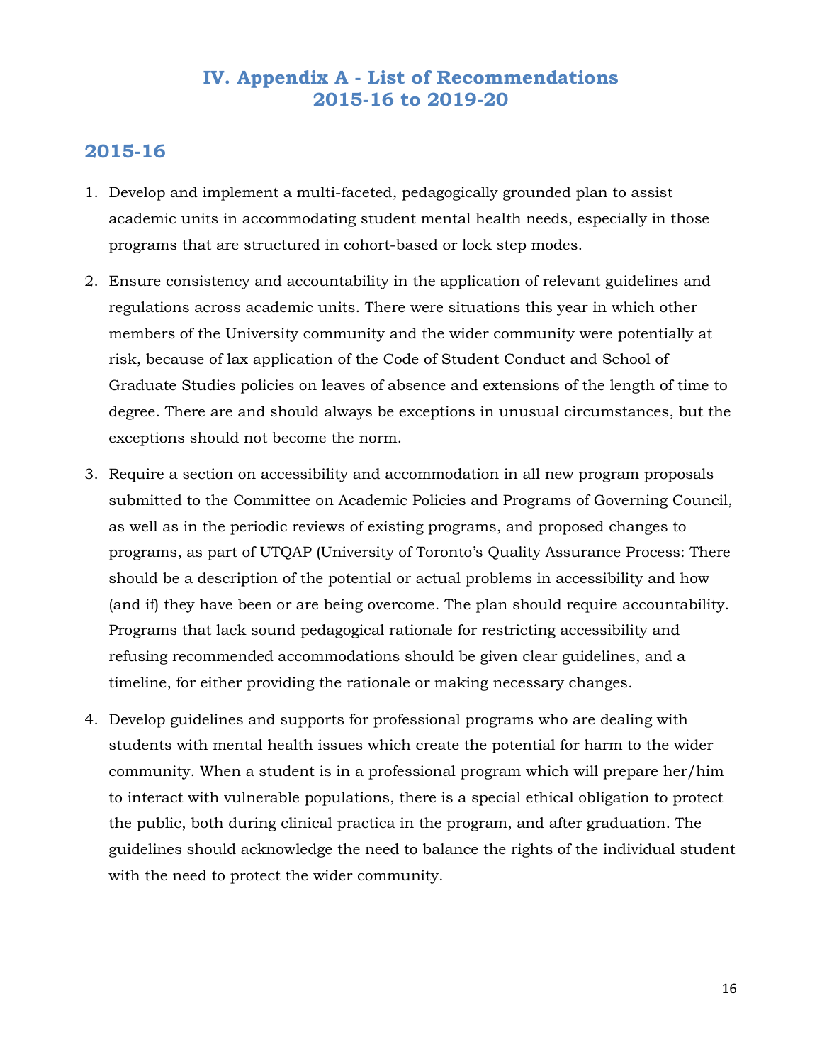# IV. Appendix A - List of Recommendations 2015-16 to 2019-20

## 2015-16

1. Develop and implement a multi-faceted, pedagogically grounded plan to assist academic units in accommodating student mental health needs, especially in those programs that are structured in cohort-based or lock step modes.
2. Ensure consistency and accountability in the application of relevant guidelines and regulations across academic units. There were situations this year in which other members of the University community and the wider community were potentially at risk, because of lax application of the Code of Student Conduct and School of Graduate Studies policies on leaves of absence and extensions of the length of time to degree. There are and should always be exceptions in unusual circumstances, but the exceptions should not become the norm.
3. Require a section on accessibility and accommodation in all new program proposals submitted to the Committee on Academic Policies and Programs of Governing Council, as well as in the periodic reviews of existing programs, and proposed changes to programs, as part of UTQAP (University of Toronto's Quality Assurance Process: There should be a description of the potential or actual problems in accessibility and how (and if) they have been or are being overcome. The plan should require accountability. Programs that lack sound pedagogical rationale for restricting accessibility and refusing recommended accommodations should be given clear guidelines, and a timeline, for either providing the rationale or making necessary changes.
4. Develop guidelines and supports for professional programs who are dealing with students with mental health issues which create the potential for harm to the wider community. When a student is in a professional program which will prepare her/him to interact with vulnerable populations, there is a special ethical obligation to protect the public, both during clinical practica in the program, and after graduation. The guidelines should acknowledge the need to balance the rights of the individual student with the need to protect the wider community.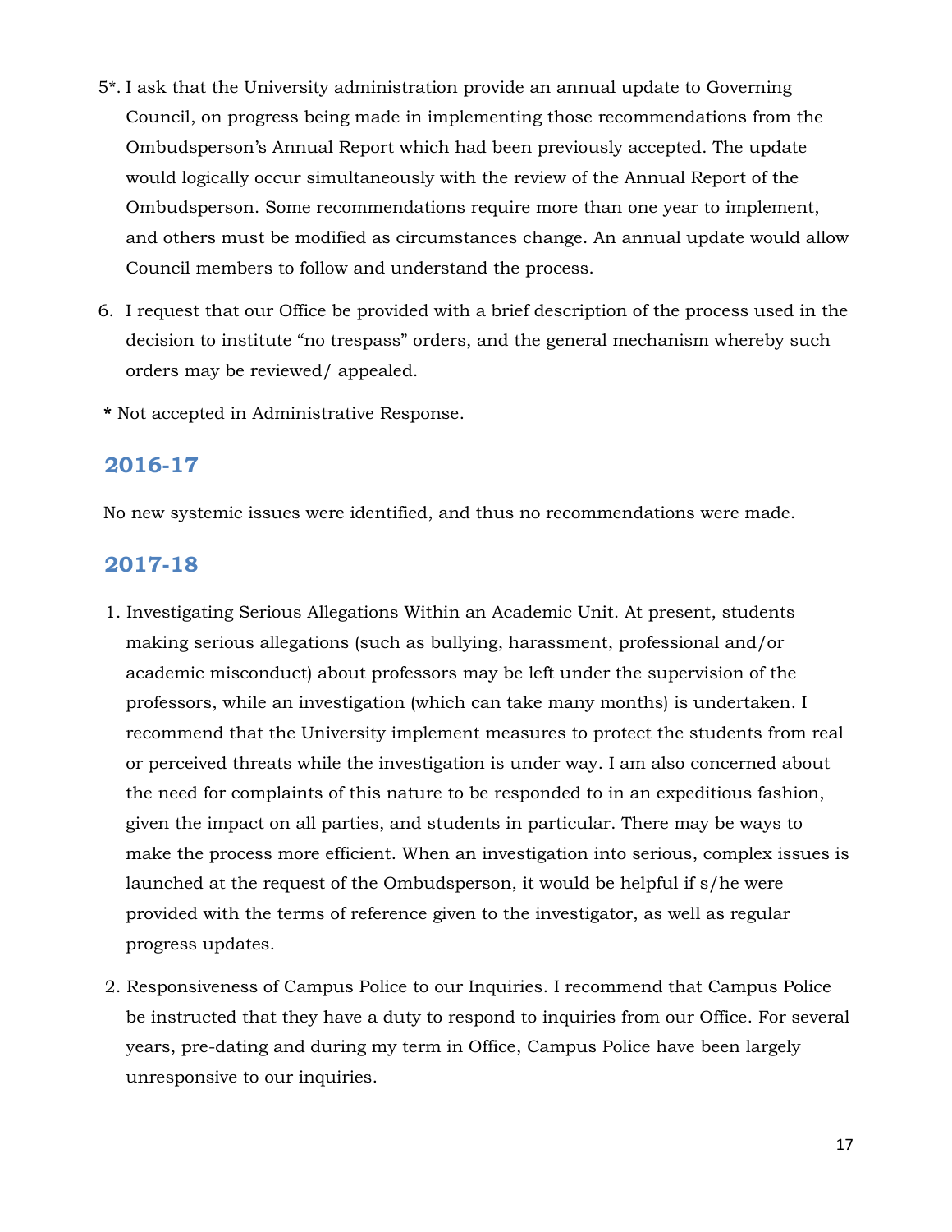5*. I ask that the University administration provide an annual update to Governing Council, on progress being made in implementing those recommendations from the Ombudsperson's Annual Report which had been previously accepted. The update would logically occur simultaneously with the review of the Annual Report of the Ombudsperson. Some recommendations require more than one year to implement, and others must be modified as circumstances change. An annual update would allow Council members to follow and understand the process.

6. I request that our Office be provided with a brief description of the process used in the decision to institute "no trespass" orders, and the general mechanism whereby such orders may be reviewed/ appealed.

**\*** Not accepted in Administrative Response.

## 2016-17

No new systemic issues were identified, and thus no recommendations were made.

## 2017-18

1. Investigating Serious Allegations Within an Academic Unit. At present, students making serious allegations (such as bullying, harassment, professional and/or academic misconduct) about professors may be left under the supervision of the professors, while an investigation (which can take many months) is undertaken. I recommend that the University implement measures to protect the students from real or perceived threats while the investigation is under way. I am also concerned about the need for complaints of this nature to be responded to in an expeditious fashion, given the impact on all parties, and students in particular. There may be ways to make the process more efficient. When an investigation into serious, complex issues is launched at the request of the Ombudsperson, it would be helpful if s/he were provided with the terms of reference given to the investigator, as well as regular progress updates.

2. Responsiveness of Campus Police to our Inquiries. I recommend that Campus Police be instructed that they have a duty to respond to inquiries from our Office. For several years, pre-dating and during my term in Office, Campus Police have been largely unresponsive to our inquiries.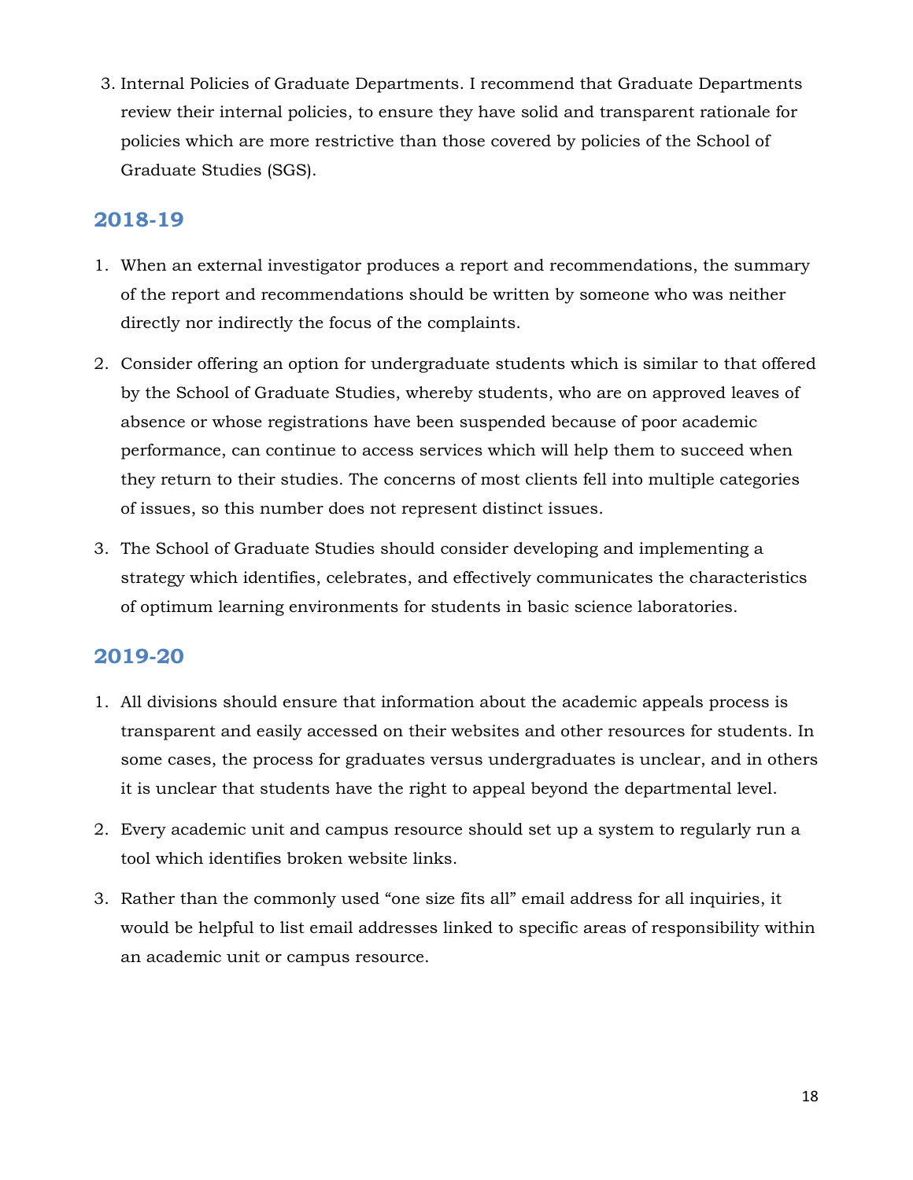3. Internal Policies of Graduate Departments. I recommend that Graduate Departments review their internal policies, to ensure they have solid and transparent rationale for policies which are more restrictive than those covered by policies of the School of Graduate Studies (SGS).

## 2018-19

1. When an external investigator produces a report and recommendations, the summary of the report and recommendations should be written by someone who was neither directly nor indirectly the focus of the complaints.
2. Consider offering an option for undergraduate students which is similar to that offered by the School of Graduate Studies, whereby students, who are on approved leaves of absence or whose registrations have been suspended because of poor academic performance, can continue to access services which will help them to succeed when they return to their studies. The concerns of most clients fell into multiple categories of issues, so this number does not represent distinct issues.
3. The School of Graduate Studies should consider developing and implementing a strategy which identifies, celebrates, and effectively communicates the characteristics of optimum learning environments for students in basic science laboratories.

## 2019-20

1. All divisions should ensure that information about the academic appeals process is transparent and easily accessed on their websites and other resources for students. In some cases, the process for graduates versus undergraduates is unclear, and in others it is unclear that students have the right to appeal beyond the departmental level.
2. Every academic unit and campus resource should set up a system to regularly run a tool which identifies broken website links.
3. Rather than the commonly used "one size fits all" email address for all inquiries, it would be helpful to list email addresses linked to specific areas of responsibility within an academic unit or campus resource.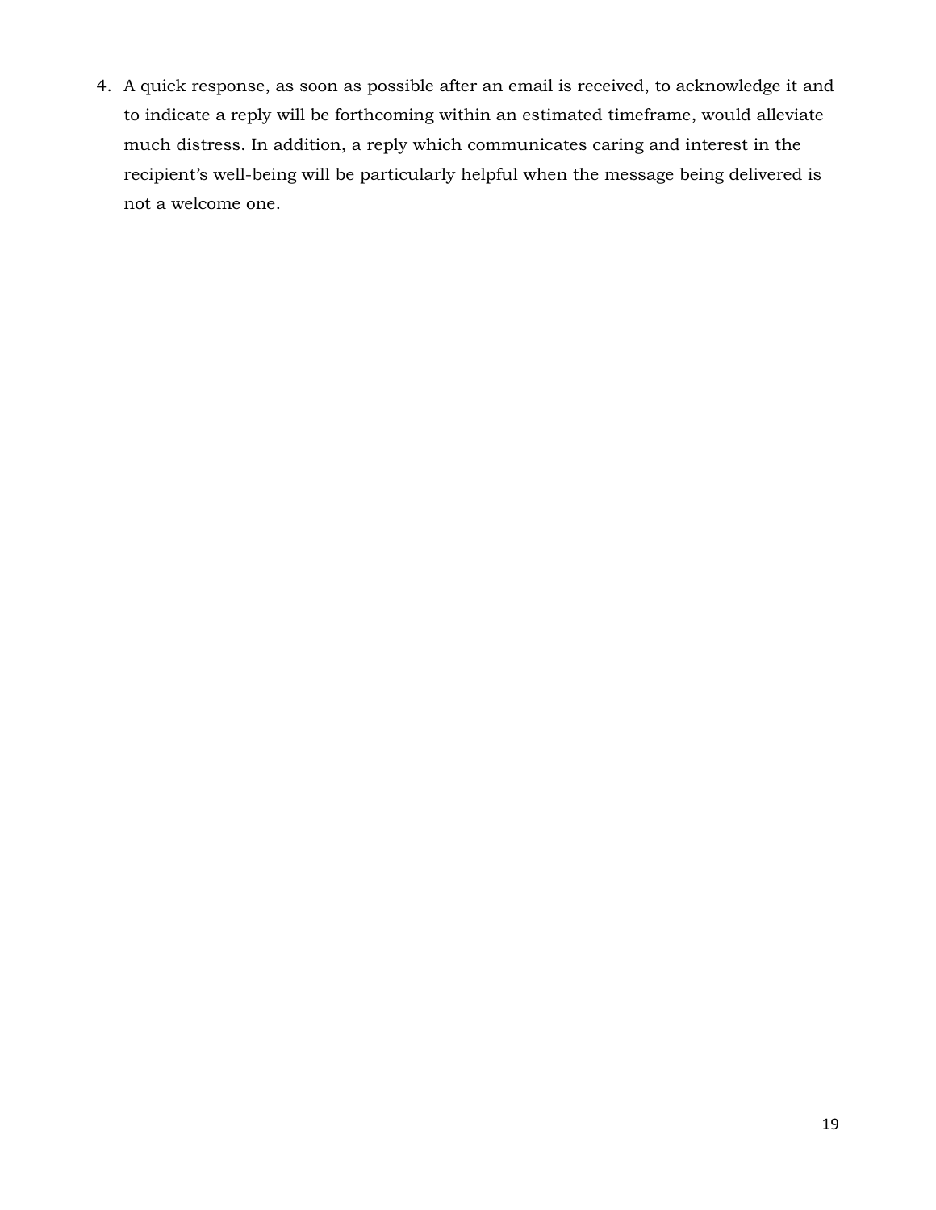4. A quick response, as soon as possible after an email is received, to acknowledge it and to indicate a reply will be forthcoming within an estimated timeframe, would alleviate much distress. In addition, a reply which communicates caring and interest in the recipient's well-being will be particularly helpful when the message being delivered is not a welcome one.